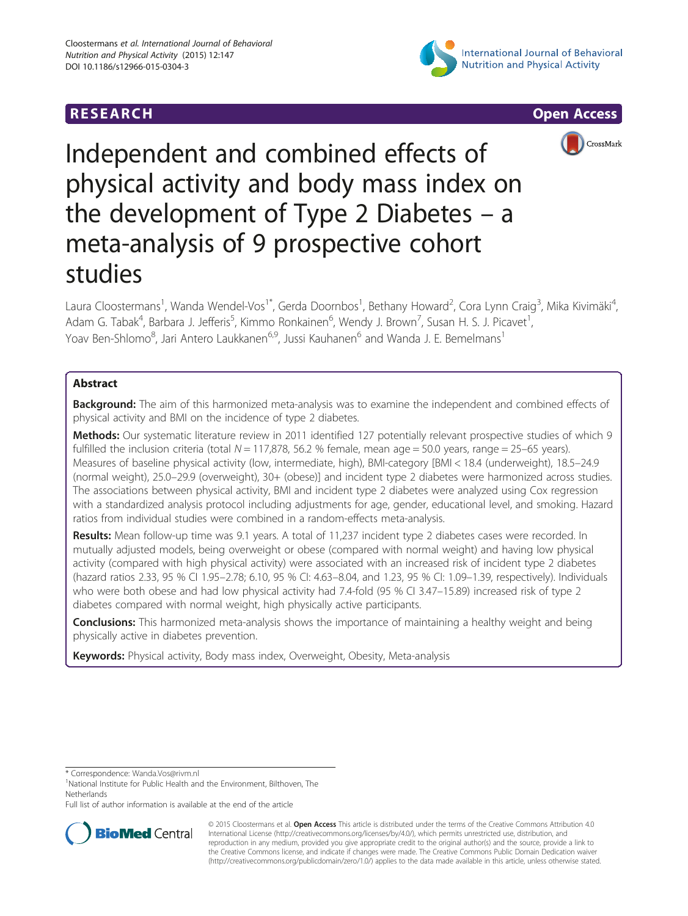RESEARCH Open Access

# Independent and combined effects of physical activity and body mass index on the development of Type 2 Diabetes – a meta-analysis of 9 prospective cohort studies

Laura Cloostermans[1], Wanda Wendel-Vos[1*], Gerda Doornbos[1], Bethany Howard[2], Cora Lynn Craig[3], Mika Kivimäki[4], Adam G. Tabak[4], Barbara J. Jefferis[5], Kimmo Ronkainen[6], Wendy J. Brown[7], Susan H. S. J. Picavet[1], Yoav Ben-Shlomo[8], Jari Antero Laukkanen[6,9], Jussi Kauhanen[6] and Wanda J. E. Bemelmans[1]

## Abstract

**Background:** The aim of this harmonized meta-analysis was to examine the independent and combined effects of physical activity and BMI on the incidence of type 2 diabetes.

**Methods:** Our systematic literature review in 2011 identified 127 potentially relevant prospective studies of which 9 fulfilled the inclusion criteria (total $N = 117{,}878$, 56.2 % female, mean age = 50.0 years, range = 25–65 years). Measures of baseline physical activity (low, intermediate, high), BMI-category [BMI < 18.4 (underweight), 18.5–24.9 (normal weight), 25.0–29.9 (overweight), 30+ (obese)] and incident type 2 diabetes were harmonized across studies. The associations between physical activity, BMI and incident type 2 diabetes were analyzed using Cox regression with a standardized analysis protocol including adjustments for age, gender, educational level, and smoking. Hazard ratios from individual studies were combined in a random-effects meta-analysis.

**Results:** Mean follow-up time was 9.1 years. A total of 11,237 incident type 2 diabetes cases were recorded. In mutually adjusted models, being overweight or obese (compared with normal weight) and having low physical activity (compared with high physical activity) were associated with an increased risk of incident type 2 diabetes (hazard ratios 2.33, 95 % CI 1.95–2.78; 6.10, 95 % CI: 4.63–8.04, and 1.23, 95 % CI: 1.09–1.39, respectively). Individuals who were both obese and had low physical activity had 7.4-fold (95 % CI 3.47–15.89) increased risk of type 2 diabetes compared with normal weight, high physically active participants.

**Conclusions:** This harmonized meta-analysis shows the importance of maintaining a healthy weight and being physically active in diabetes prevention.

**Keywords:** Physical activity, Body mass index, Overweight, Obesity, Meta-analysis

\* Correspondence: Wanda.Vos@rivm.nl
[1]National Institute for Public Health and the Environment, Bilthoven, The Netherlands
Full list of author information is available at the end of the article

© 2015 Cloostermans et al. **Open Access** This article is distributed under the terms of the Creative Commons Attribution 4.0 International License (http://creativecommons.org/licenses/by/4.0/), which permits unrestricted use, distribution, and reproduction in any medium, provided you give appropriate credit to the original author(s) and the source, provide a link to the Creative Commons license, and indicate if changes were made. The Creative Commons Public Domain Dedication waiver (http://creativecommons.org/publicdomain/zero/1.0/) applies to the data made available in this article, unless otherwise stated.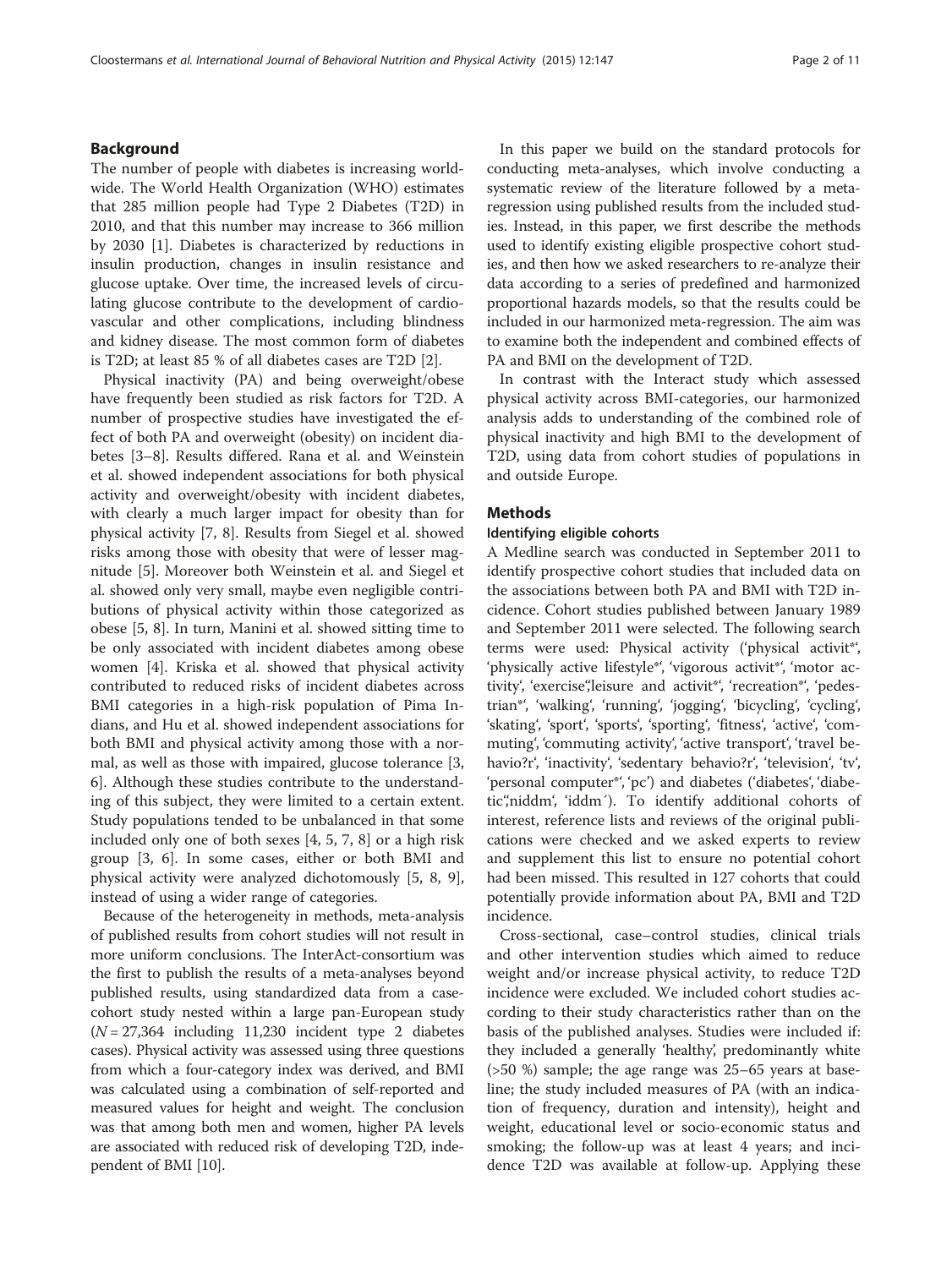## Background

The number of people with diabetes is increasing worldwide. The World Health Organization (WHO) estimates that 285 million people had Type 2 Diabetes (T2D) in 2010, and that this number may increase to 366 million by 2030 [1]. Diabetes is characterized by reductions in insulin production, changes in insulin resistance and glucose uptake. Over time, the increased levels of circulating glucose contribute to the development of cardiovascular and other complications, including blindness and kidney disease. The most common form of diabetes is T2D; at least 85 % of all diabetes cases are T2D [2].

Physical inactivity (PA) and being overweight/obese have frequently been studied as risk factors for T2D. A number of prospective studies have investigated the effect of both PA and overweight (obesity) on incident diabetes [3–8]. Results differed. Rana et al. and Weinstein et al. showed independent associations for both physical activity and overweight/obesity with incident diabetes, with clearly a much larger impact for obesity than for physical activity [7, 8]. Results from Siegel et al. showed risks among those with obesity that were of lesser magnitude [5]. Moreover both Weinstein et al. and Siegel et al. showed only very small, maybe even negligible contributions of physical activity within those categorized as obese [5, 8]. In turn, Manini et al. showed sitting time to be only associated with incident diabetes among obese women [4]. Kriska et al. showed that physical activity contributed to reduced risks of incident diabetes across BMI categories in a high-risk population of Pima Indians, and Hu et al. showed independent associations for both BMI and physical activity among those with a normal, as well as those with impaired, glucose tolerance [3, 6]. Although these studies contribute to the understanding of this subject, they were limited to a certain extent. Study populations tended to be unbalanced in that some included only one of both sexes [4, 5, 7, 8] or a high risk group [3, 6]. In some cases, either or both BMI and physical activity were analyzed dichotomously [5, 8, 9], instead of using a wider range of categories.

Because of the heterogeneity in methods, meta-analysis of published results from cohort studies will not result in more uniform conclusions. The InterAct-consortium was the first to publish the results of a meta-analyses beyond published results, using standardized data from a case-cohort study nested within a large pan-European study ($N = 27,364$ including 11,230 incident type 2 diabetes cases). Physical activity was assessed using three questions from which a four-category index was derived, and BMI was calculated using a combination of self-reported and measured values for height and weight. The conclusion was that among both men and women, higher PA levels are associated with reduced risk of developing T2D, independent of BMI [10].

In this paper we build on the standard protocols for conducting meta-analyses, which involve conducting a systematic review of the literature followed by a meta-regression using published results from the included studies. Instead, in this paper, we first describe the methods used to identify existing eligible prospective cohort studies, and then how we asked researchers to re-analyze their data according to a series of predefined and harmonized proportional hazards models, so that the results could be included in our harmonized meta-regression. The aim was to examine both the independent and combined effects of PA and BMI on the development of T2D.

In contrast with the Interact study which assessed physical activity across BMI-categories, our harmonized analysis adds to understanding of the combined role of physical inactivity and high BMI to the development of T2D, using data from cohort studies of populations in and outside Europe.

## Methods

### Identifying eligible cohorts

A Medline search was conducted in September 2011 to identify prospective cohort studies that included data on the associations between both PA and BMI with T2D incidence. Cohort studies published between January 1989 and September 2011 were selected. The following search terms were used: Physical activity ('physical activit*', 'physically active lifestyle*', 'vigorous activit*', 'motor activity', 'exercise','leisure and activit*', 'recreation*', 'pedestrian*', 'walking', 'running', 'jogging', 'bicycling', 'cycling', 'skating', 'sport', 'sports', 'sporting', 'fitness', 'active', 'commuting', 'commuting activity', 'active transport', 'travel behavio?r', 'inactivity', 'sedentary behavio?r', 'television', 'tv', 'personal computer*', 'pc') and diabetes ('diabetes', 'diabetic','niddm', 'iddm'). To identify additional cohorts of interest, reference lists and reviews of the original publications were checked and we asked experts to review and supplement this list to ensure no potential cohort had been missed. This resulted in 127 cohorts that could potentially provide information about PA, BMI and T2D incidence.

Cross-sectional, case–control studies, clinical trials and other intervention studies which aimed to reduce weight and/or increase physical activity, to reduce T2D incidence were excluded. We included cohort studies according to their study characteristics rather than on the basis of the published analyses. Studies were included if: they included a generally 'healthy', predominantly white (>50 %) sample; the age range was 25–65 years at baseline; the study included measures of PA (with an indication of frequency, duration and intensity), height and weight, educational level or socio-economic status and smoking; the follow-up was at least 4 years; and incidence T2D was available at follow-up. Applying these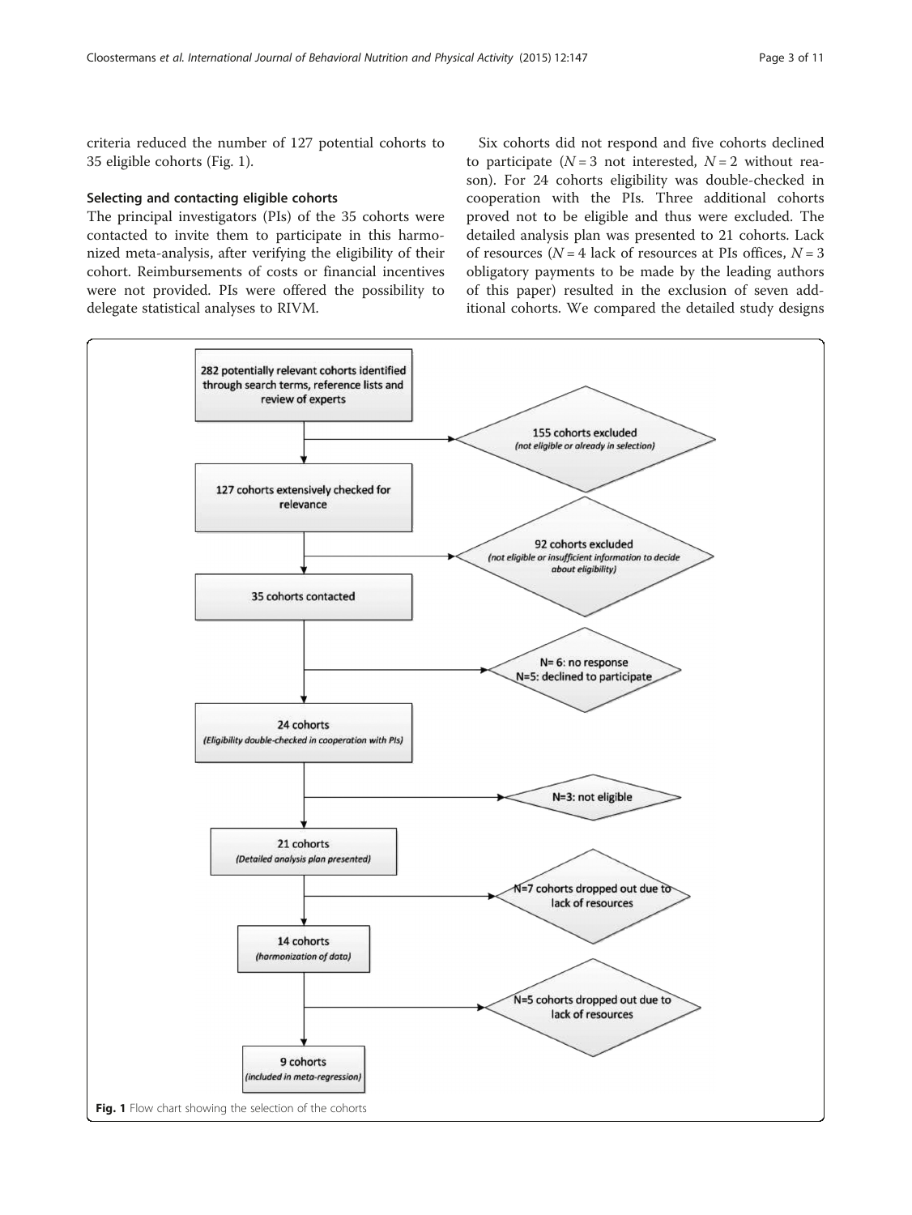criteria reduced the number of 127 potential cohorts to 35 eligible cohorts (Fig. 1).

### Selecting and contacting eligible cohorts

The principal investigators (PIs) of the 35 cohorts were contacted to invite them to participate in this harmonized meta-analysis, after verifying the eligibility of their cohort. Reimbursements of costs or financial incentives were not provided. PIs were offered the possibility to delegate statistical analyses to RIVM.

Six cohorts did not respond and five cohorts declined to participate ($N = 3$ not interested, $N = 2$ without reason). For 24 cohorts eligibility was double-checked in cooperation with the PIs. Three additional cohorts proved not to be eligible and thus were excluded. The detailed analysis plan was presented to 21 cohorts. Lack of resources ($N = 4$ lack of resources at PIs offices, $N = 3$ obligatory payments to be made by the leading authors of this paper) resulted in the exclusion of seven additional cohorts. We compared the detailed study designs

282 potentially relevant cohorts identified through search terms, reference lists and review of experts

155 cohorts excluded *(not eligible or already in selection)*

127 cohorts extensively checked for relevance

92 cohorts excluded *(not eligible or insufficient information to decide about eligibility)*

35 cohorts contacted

N= 6: no response
N=5: declined to participate

24 cohorts *(Eligibility double-checked in cooperation with PIs)*

N=3: not eligible

21 cohorts *(Detailed analysis plan presented)*

N=7 cohorts dropped out due to lack of resources

14 cohorts *(harmonization of data)*

N=5 cohorts dropped out due to lack of resources

9 cohorts *(included in meta-regression)*

**Fig. 1** Flow chart showing the selection of the cohorts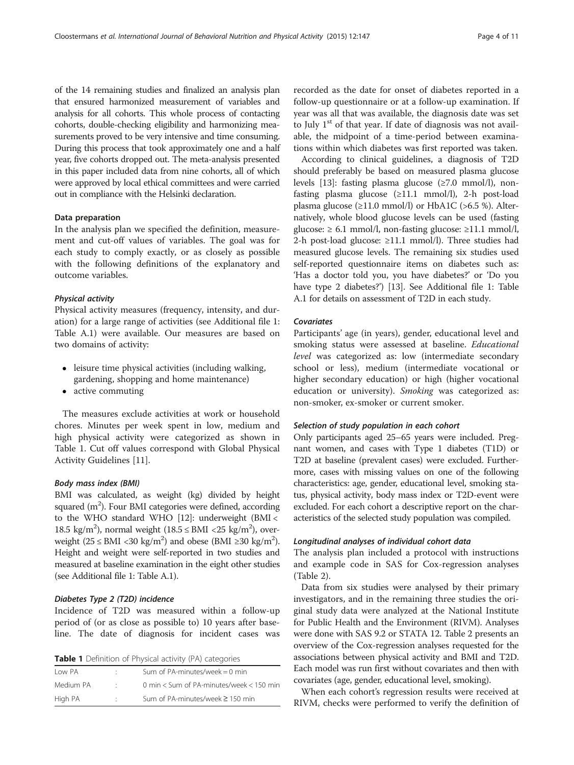of the 14 remaining studies and finalized an analysis plan that ensured harmonized measurement of variables and analysis for all cohorts. This whole process of contacting cohorts, double-checking eligibility and harmonizing measurements proved to be very intensive and time consuming. During this process that took approximately one and a half year, five cohorts dropped out. The meta-analysis presented in this paper included data from nine cohorts, all of which were approved by local ethical committees and were carried out in compliance with the Helsinki declaration.

### Data preparation

In the analysis plan we specified the definition, measurement and cut-off values of variables. The goal was for each study to comply exactly, or as closely as possible with the following definitions of the explanatory and outcome variables.

#### *Physical activity*

Physical activity measures (frequency, intensity, and duration) for a large range of activities (see Additional file 1: Table A.1) were available. Our measures are based on two domains of activity:

- leisure time physical activities (including walking, gardening, shopping and home maintenance)
- active commuting

The measures exclude activities at work or household chores. Minutes per week spent in low, medium and high physical activity were categorized as shown in Table 1. Cut off values correspond with Global Physical Activity Guidelines [11].

#### *Body mass index (BMI)*

BMI was calculated, as weight (kg) divided by height squared ($m^2$). Four BMI categories were defined, according to the WHO standard WHO [12]: underweight (BMI < 18.5 kg/$m^2$), normal weight (18.5 ≤ BMI <25 kg/$m^2$), overweight (25 ≤ BMI <30 kg/$m^2$) and obese (BMI ≥30 kg/$m^2$). Height and weight were self-reported in two studies and measured at baseline examination in the eight other studies (see Additional file 1: Table A.1).

#### *Diabetes Type 2 (T2D) incidence*

Incidence of T2D was measured within a follow-up period of (or as close as possible to) 10 years after baseline. The date of diagnosis for incident cases was recorded as the date for onset of diabetes reported in a follow-up questionnaire or at a follow-up examination. If year was all that was available, the diagnosis date was set to July 1st of that year. If date of diagnosis was not available, the midpoint of a time-period between examinations within which diabetes was first reported was taken.

**Table 1** Definition of Physical activity (PA) categories

| | | |
|---|---|---|
| Low PA | : | Sum of PA-minutes/week = 0 min |
| Medium PA | : | 0 min < Sum of PA-minutes/week < 150 min |
| High PA | : | Sum of PA-minutes/week ≥ 150 min |

According to clinical guidelines, a diagnosis of T2D should preferably be based on measured plasma glucose levels [13]: fasting plasma glucose (≥7.0 mmol/l), non-fasting plasma glucose (≥11.1 mmol/l), 2-h post-load plasma glucose (≥11.0 mmol/l) or HbA1C (>6.5 %). Alternatively, whole blood glucose levels can be used (fasting glucose: ≥ 6.1 mmol/l, non-fasting glucose: ≥11.1 mmol/l, 2-h post-load glucose: ≥11.1 mmol/l). Three studies had measured glucose levels. The remaining six studies used self-reported questionnaire items on diabetes such as: 'Has a doctor told you, you have diabetes?' or 'Do you have type 2 diabetes?') [13]. See Additional file 1: Table A.1 for details on assessment of T2D in each study.

#### *Covariates*

Participants' age (in years), gender, educational level and smoking status were assessed at baseline. *Educational level* was categorized as: low (intermediate secondary school or less), medium (intermediate vocational or higher secondary education) or high (higher vocational education or university). *Smoking* was categorized as: non-smoker, ex-smoker or current smoker.

#### *Selection of study population in each cohort*

Only participants aged 25–65 years were included. Pregnant women, and cases with Type 1 diabetes (T1D) or T2D at baseline (prevalent cases) were excluded. Furthermore, cases with missing values on one of the following characteristics: age, gender, educational level, smoking status, physical activity, body mass index or T2D-event were excluded. For each cohort a descriptive report on the characteristics of the selected study population was compiled.

#### *Longitudinal analyses of individual cohort data*

The analysis plan included a protocol with instructions and example code in SAS for Cox-regression analyses (Table 2).

Data from six studies were analysed by their primary investigators, and in the remaining three studies the original study data were analyzed at the National Institute for Public Health and the Environment (RIVM). Analyses were done with SAS 9.2 or STATA 12. Table 2 presents an overview of the Cox-regression analyses requested for the associations between physical activity and BMI and T2D. Each model was run first without covariates and then with covariates (age, gender, educational level, smoking).

When each cohort's regression results were received at RIVM, checks were performed to verify the definition of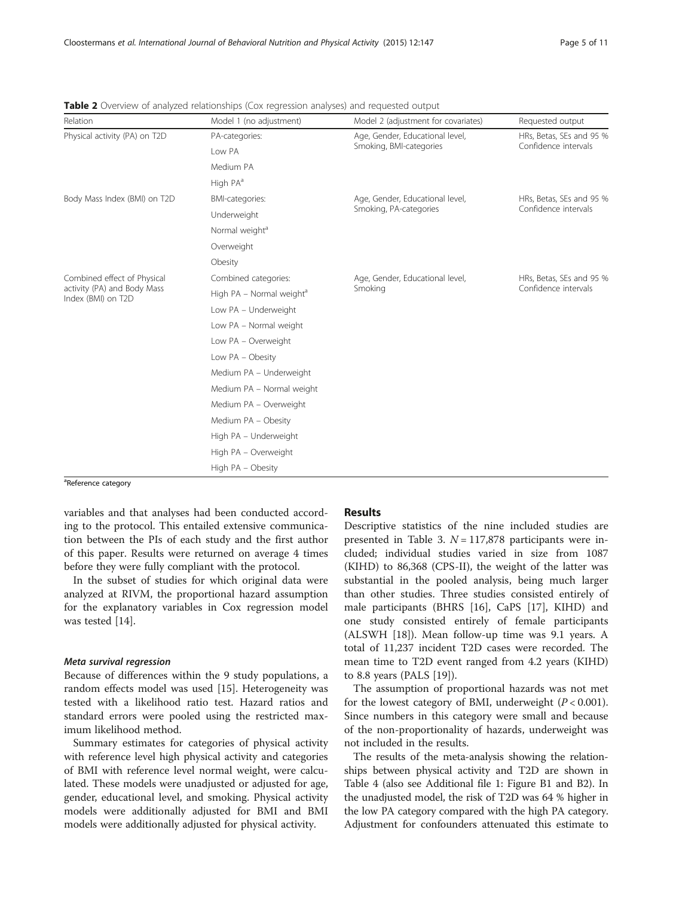**Table 2** Overview of analyzed relationships (Cox regression analyses) and requested output

| Relation | Model 1 (no adjustment) | Model 2 (adjustment for covariates) | Requested output |
| --- | --- | --- | --- |
| Physical activity (PA) on T2D | PA-categories: | Age, Gender, Educational level, Smoking, BMI-categories | HRs, Betas, SEs and 95 % Confidence intervals |
| | Low PA | | |
| | Medium PA | | |
| | High PA[a] | | |
| Body Mass Index (BMI) on T2D | BMI-categories: | Age, Gender, Educational level, Smoking, PA-categories | HRs, Betas, SEs and 95 % Confidence intervals |
| | Underweight | | |
| | Normal weight[a] | | |
| | Overweight | | |
| | Obesity | | |
| Combined effect of Physical activity (PA) and Body Mass Index (BMI) on T2D | Combined categories: | Age, Gender, Educational level, Smoking | HRs, Betas, SEs and 95 % Confidence intervals |
| | High PA – Normal weight[a] | | |
| | Low PA – Underweight | | |
| | Low PA – Normal weight | | |
| | Low PA – Overweight | | |
| | Low PA – Obesity | | |
| | Medium PA – Underweight | | |
| | Medium PA – Normal weight | | |
| | Medium PA – Overweight | | |
| | Medium PA – Obesity | | |
| | High PA – Underweight | | |
| | High PA – Overweight | | |
| | High PA – Obesity | | |

[a]Reference category

variables and that analyses had been conducted according to the protocol. This entailed extensive communication between the PIs of each study and the first author of this paper. Results were returned on average 4 times before they were fully compliant with the protocol.

In the subset of studies for which original data were analyzed at RIVM, the proportional hazard assumption for the explanatory variables in Cox regression model was tested [14].

#### *Meta survival regression*

Because of differences within the 9 study populations, a random effects model was used [15]. Heterogeneity was tested with a likelihood ratio test. Hazard ratios and standard errors were pooled using the restricted maximum likelihood method.

Summary estimates for categories of physical activity with reference level high physical activity and categories of BMI with reference level normal weight, were calculated. These models were unadjusted or adjusted for age, gender, educational level, and smoking. Physical activity models were additionally adjusted for BMI and BMI models were additionally adjusted for physical activity.

## Results

Descriptive statistics of the nine included studies are presented in Table 3. $N = 117{,}878$ participants were included; individual studies varied in size from 1087 (KIHD) to 86,368 (CPS-II), the weight of the latter was substantial in the pooled analysis, being much larger than other studies. Three studies consisted entirely of male participants (BHRS [16], CaPS [17], KIHD) and one study consisted entirely of female participants (ALSWH [18]). Mean follow-up time was 9.1 years. A total of 11,237 incident T2D cases were recorded. The mean time to T2D event ranged from 4.2 years (KIHD) to 8.8 years (PALS [19]).

The assumption of proportional hazards was not met for the lowest category of BMI, underweight ($P < 0.001$). Since numbers in this category were small and because of the non-proportionality of hazards, underweight was not included in the results.

The results of the meta-analysis showing the relationships between physical activity and T2D are shown in Table 4 (also see Additional file 1: Figure B1 and B2). In the unadjusted model, the risk of T2D was 64 % higher in the low PA category compared with the high PA category. Adjustment for confounders attenuated this estimate to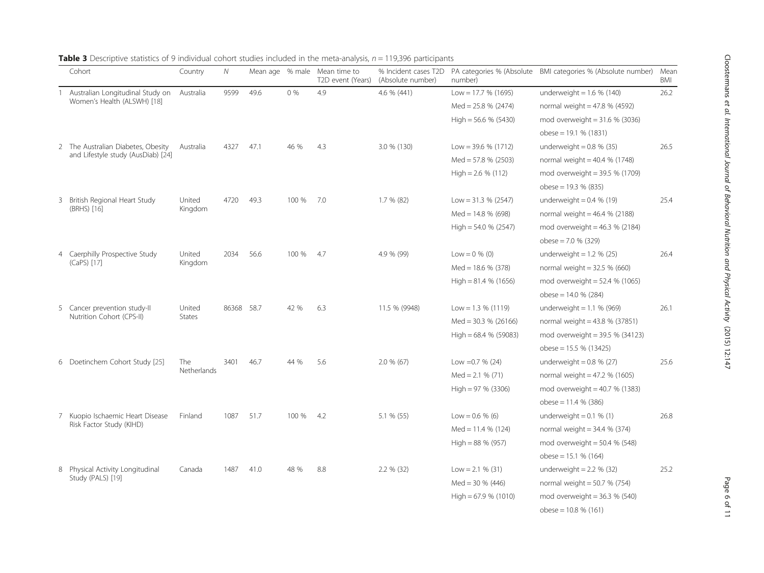**Table 3** Descriptive statistics of 9 individual cohort studies included in the meta-analysis, $n = 119{,}396$ participants

| | Cohort | Country | N | Mean age | % male | Mean time to T2D event (Years) | % Incident cases T2D (Absolute number) | PA categories % (Absolute number) | BMI categories % (Absolute number) | Mean BMI |
|---|---|---|---|---|---|---|---|---|---|---|
| 1 | Australian Longitudinal Study on Women's Health (ALSWH) [18] | Australia | 9599 | 49.6 | 0 % | 4.9 | 4.6 % (441) | Low = 17.7 % (1695) | underweight = 1.6 % (140) | 26.2 |
| | | | | | | | | Med = 25.8 % (2474) | normal weight = 47.8 % (4592) | |
| | | | | | | | | High = 56.6 % (5430) | mod overweight = 31.6 % (3036) | |
| | | | | | | | | | obese = 19.1 % (1831) | |
| 2 | The Australian Diabetes, Obesity and Lifestyle study (AusDiab) [24] | Australia | 4327 | 47.1 | 46 % | 4.3 | 3.0 % (130) | Low = 39.6 % (1712) | underweight = 0.8 % (35) | 26.5 |
| | | | | | | | | Med = 57.8 % (2503) | normal weight = 40.4 % (1748) | |
| | | | | | | | | High = 2.6 % (112) | mod overweight = 39.5 % (1709) | |
| | | | | | | | | | obese = 19.3 % (835) | |
| 3 | British Regional Heart Study (BRHS) [16] | United Kingdom | 4720 | 49.3 | 100 % | 7.0 | 1.7 % (82) | Low = 31.3 % (2547) | underweight = 0.4 % (19) | 25.4 |
| | | | | | | | | Med = 14.8 % (698) | normal weight = 46.4 % (2188) | |
| | | | | | | | | High = 54.0 % (2547) | mod overweight = 46.3 % (2184) | |
| | | | | | | | | | obese = 7.0 % (329) | |
| 4 | Caerphilly Prospective Study (CaPS) [17] | United Kingdom | 2034 | 56.6 | 100 % | 4.7 | 4.9 % (99) | Low = 0 % (0) | underweight = 1.2 % (25) | 26.4 |
| | | | | | | | | Med = 18.6 % (378) | normal weight = 32.5 % (660) | |
| | | | | | | | | High = 81.4 % (1656) | mod overweight = 52.4 % (1065) | |
| | | | | | | | | | obese = 14.0 % (284) | |
| 5 | Cancer prevention study-II Nutrition Cohort (CPS-II) | United States | 86368 | 58.7 | 42 % | 6.3 | 11.5 % (9948) | Low = 1.3 % (1119) | underweight = 1.1 % (969) | 26.1 |
| | | | | | | | | Med = 30.3 % (26166) | normal weight = 43.8 % (37851) | |
| | | | | | | | | High = 68.4 % (59083) | mod overweight = 39.5 % (34123) | |
| | | | | | | | | | obese = 15.5 % (13425) | |
| 6 | Doetinchem Cohort Study [25] | The Netherlands | 3401 | 46.7 | 44 % | 5.6 | 2.0 % (67) | Low =0.7 % (24) | underweight = 0.8 % (27) | 25.6 |
| | | | | | | | | Med = 2.1 % (71) | normal weight = 47.2 % (1605) | |
| | | | | | | | | High = 97 % (3306) | mod overweight = 40.7 % (1383) | |
| | | | | | | | | | obese = 11.4 % (386) | |
| 7 | Kuopio Ischaemic Heart Disease Risk Factor Study (KIHD) | Finland | 1087 | 51.7 | 100 % | 4.2 | 5.1 % (55) | Low = 0.6 % (6) | underweight = 0.1 % (1) | 26.8 |
| | | | | | | | | Med = 11.4 % (124) | normal weight = 34.4 % (374) | |
| | | | | | | | | High = 88 % (957) | mod overweight = 50.4 % (548) | |
| | | | | | | | | | obese = 15.1 % (164) | |
| 8 | Physical Activity Longitudinal Study (PALS) [19] | Canada | 1487 | 41.0 | 48 % | 8.8 | 2.2 % (32) | Low = 2.1 % (31) | underweight = 2.2 % (32) | 25.2 |
| | | | | | | | | Med = 30 % (446) | normal weight = 50.7 % (754) | |
| | | | | | | | | High = 67.9 % (1010) | mod overweight = 36.3 % (540) | |
| | | | | | | | | | obese = 10.8 % (161) | |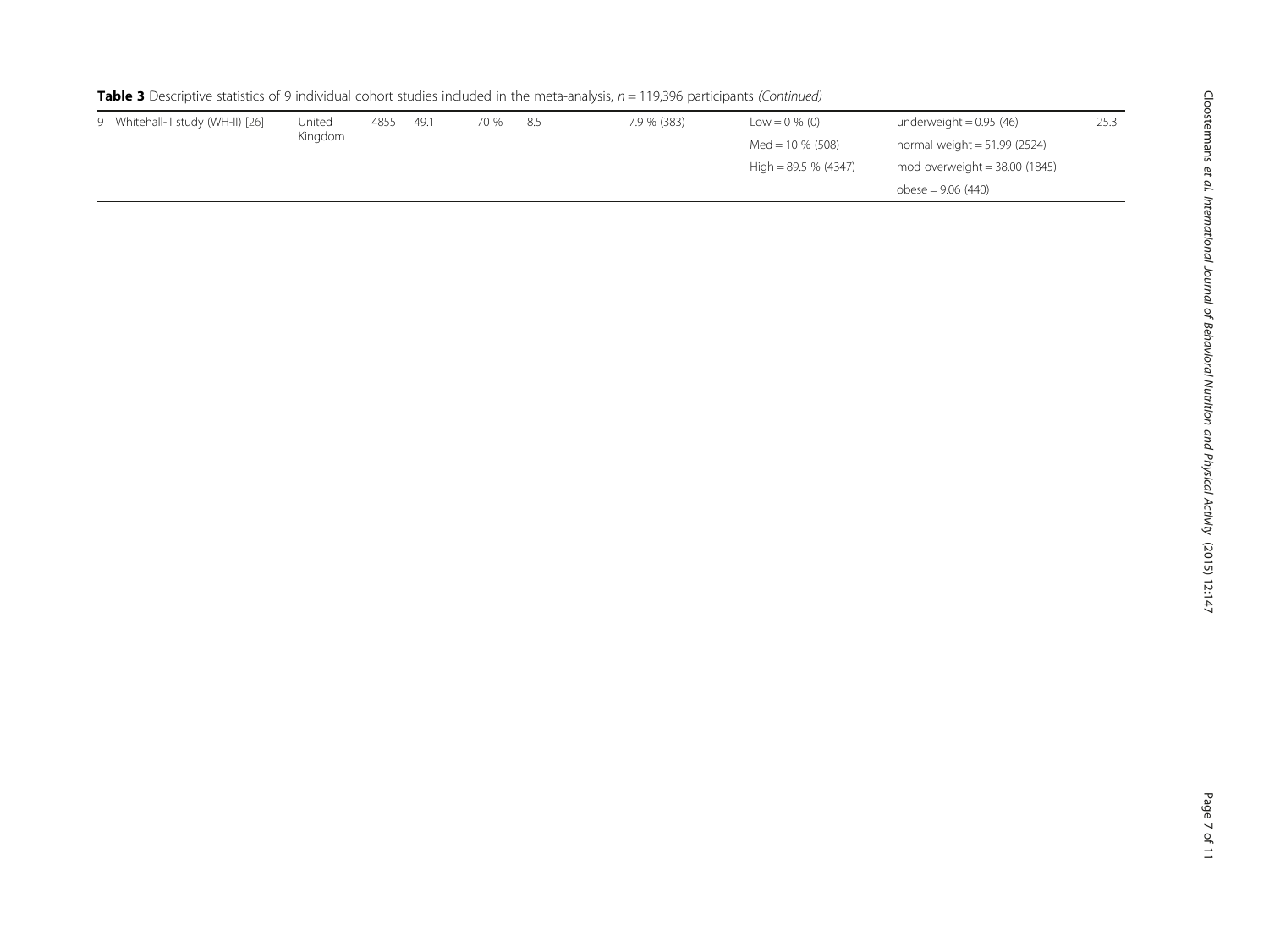**Table 3** Descriptive statistics of 9 individual cohort studies included in the meta-analysis, *n* = 119,396 participants *(Continued)*

| | | | | | | | | | |
|---|---|---|---|---|---|---|---|---|---|
| 9 | Whitehall-II study (WH-II) [26] | United Kingdom | 4855 | 49.1 | 70 % | 8.5 | 7.9 % (383) | Low = 0 % (0) | underweight = 0.95 (46) | 25.3 |
| | | | | | | | | Med = 10 % (508) | normal weight = 51.99 (2524) | |
| | | | | | | | | High = 89.5 % (4347) | mod overweight = 38.00 (1845) | |
| | | | | | | | | | obese = 9.06 (440) | |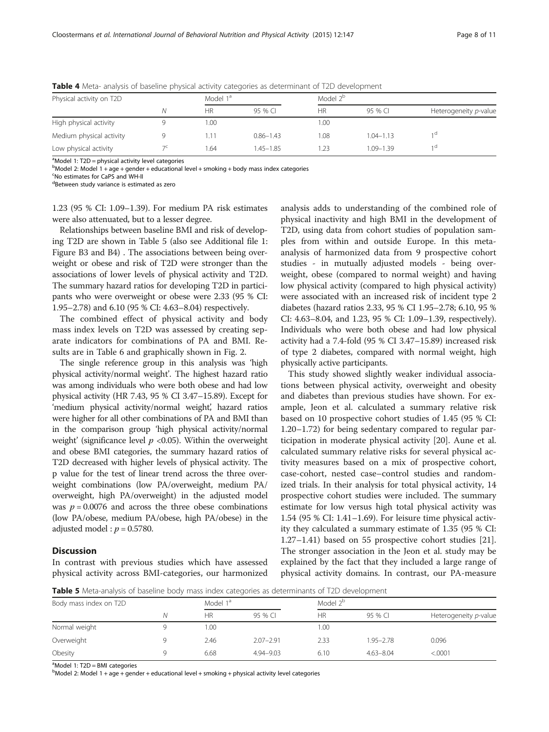**Table 4** Meta- analysis of baseline physical activity categories as determinant of T2D development

| Physical activity on T2D | | Model 1[a] | | Model 2[b] | | |
|---|---|---|---|---|---|---|
| | N | HR | 95 % CI | HR | 95 % CI | Heterogeneity *p*-value |
| High physical activity | 9 | 1.00 | | 1.00 | | |
| Medium physical activity | 9 | 1.11 | 0.86–1.43 | 1.08 | 1.04–1.13 | 1[d] |
| Low physical activity | 7[c] | 1.64 | 1.45–1.85 | 1.23 | 1.09–1.39 | 1[d] |

[a]Model 1: T2D = physical activity level categories
[b]Model 2: Model 1 + age + gender + educational level + smoking + body mass index categories
[c]No estimates for CaPS and WH-II
[d]Between study variance is estimated as zero

1.23 (95 % CI: 1.09–1.39). For medium PA risk estimates were also attenuated, but to a lesser degree.

Relationships between baseline BMI and risk of developing T2D are shown in Table 5 (also see Additional file 1: Figure B3 and B4) . The associations between being overweight or obese and risk of T2D were stronger than the associations of lower levels of physical activity and T2D. The summary hazard ratios for developing T2D in participants who were overweight or obese were 2.33 (95 % CI: 1.95–2.78) and 6.10 (95 % CI: 4.63–8.04) respectively.

The combined effect of physical activity and body mass index levels on T2D was assessed by creating separate indicators for combinations of PA and BMI. Results are in Table 6 and graphically shown in Fig. 2.

The single reference group in this analysis was 'high physical activity/normal weight'. The highest hazard ratio was among individuals who were both obese and had low physical activity (HR 7.43, 95 % CI 3.47–15.89). Except for 'medium physical activity/normal weight', hazard ratios were higher for all other combinations of PA and BMI than in the comparison group 'high physical activity/normal weight' (significance level $p < 0.05$). Within the overweight and obese BMI categories, the summary hazard ratios of T2D decreased with higher levels of physical activity. The p value for the test of linear trend across the three overweight combinations (low PA/overweight, medium PA/overweight, high PA/overweight) in the adjusted model was $p = 0.0076$ and across the three obese combinations (low PA/obese, medium PA/obese, high PA/obese) in the adjusted model : $p = 0.5780$.

## Discussion

In contrast with previous studies which have assessed physical activity across BMI-categories, our harmonized analysis adds to understanding of the combined role of physical inactivity and high BMI in the development of T2D, using data from cohort studies of population samples from within and outside Europe. In this meta-analysis of harmonized data from 9 prospective cohort studies - in mutually adjusted models - being overweight, obese (compared to normal weight) and having low physical activity (compared to high physical activity) were associated with an increased risk of incident type 2 diabetes (hazard ratios 2.33, 95 % CI 1.95–2.78; 6.10, 95 % CI: 4.63–8.04, and 1.23, 95 % CI: 1.09–1.39, respectively). Individuals who were both obese and had low physical activity had a 7.4-fold (95 % CI 3.47–15.89) increased risk of type 2 diabetes, compared with normal weight, high physically active participants.

This study showed slightly weaker individual associations between physical activity, overweight and obesity and diabetes than previous studies have shown. For example, Jeon et al. calculated a summary relative risk based on 10 prospective cohort studies of 1.45 (95 % CI: 1.20–1.72) for being sedentary compared to regular participation in moderate physical activity [20]. Aune et al. calculated summary relative risks for several physical activity measures based on a mix of prospective cohort, case-cohort, nested case–control studies and randomized trials. In their analysis for total physical activity, 14 prospective cohort studies were included. The summary estimate for low versus high total physical activity was 1.54 (95 % CI: 1.41–1.69). For leisure time physical activity they calculated a summary estimate of 1.35 (95 % CI: 1.27–1.41) based on 55 prospective cohort studies [21]. The stronger association in the Jeon et al. study may be explained by the fact that they included a large range of physical activity domains. In contrast, our PA-measure

**Table 5** Meta-analysis of baseline body mass index categories as determinants of T2D development

| Body mass index on T2D | | Model 1[a] | | Model 2[b] | | |
|---|---|---|---|---|---|---|
| | N | HR | 95 % CI | HR | 95 % CI | Heterogeneity *p*-value |
| Normal weight | 9 | 1.00 | | 1.00 | | |
| Overweight | 9 | 2.46 | 2.07–2.91 | 2.33 | 1.95–2.78 | 0.096 |
| Obesity | 9 | 6.68 | 4.94–9.03 | 6.10 | 4.63–8.04 | <.0001 |

[a]Model 1: T2D = BMI categories
[b]Model 2: Model 1 + age + gender + educational level + smoking + physical activity level categories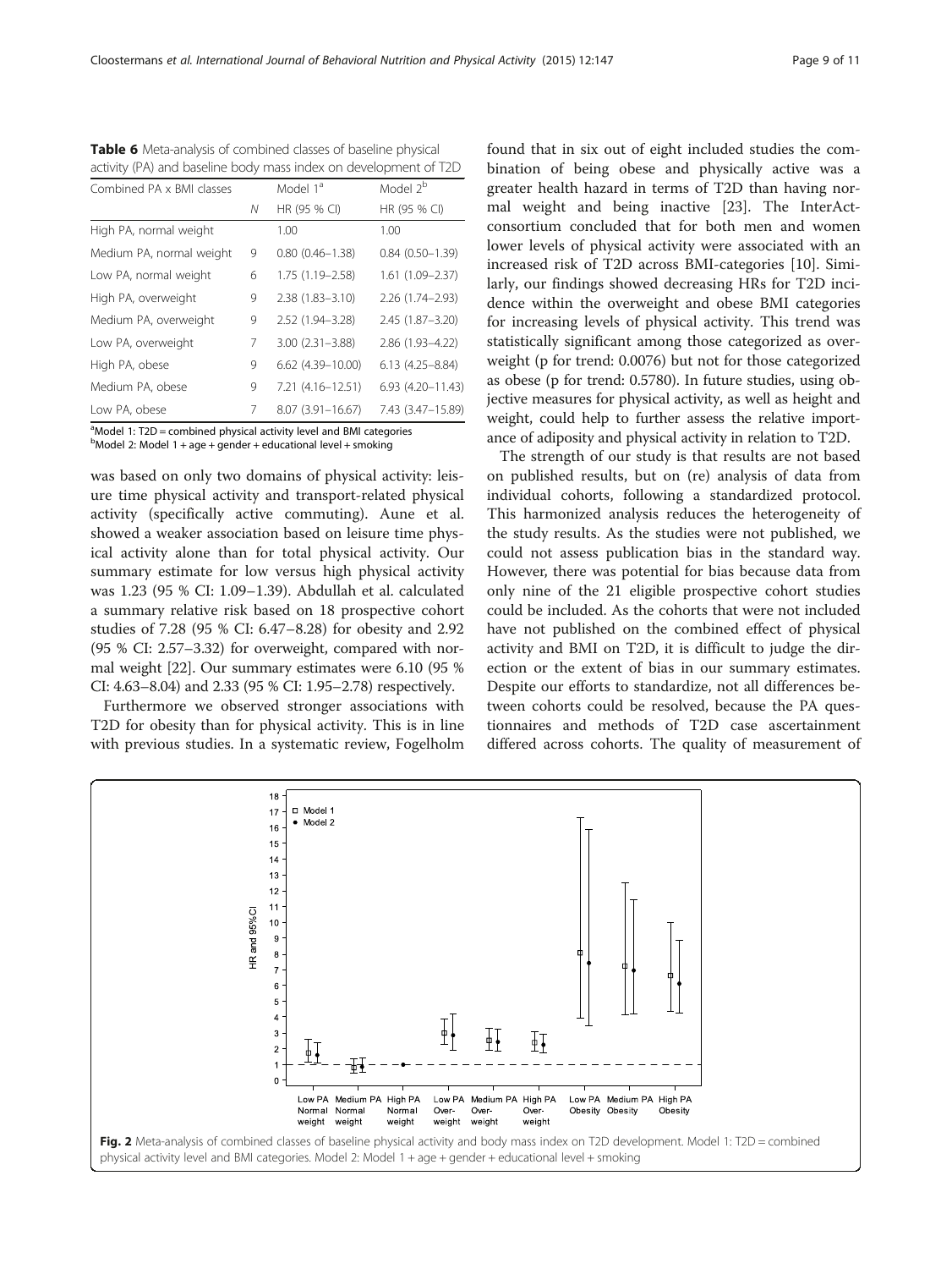**Table 6** Meta-analysis of combined classes of baseline physical activity (PA) and baseline body mass index on development of T2D

| Combined PA x BMI classes | | Model 1[a] | Model 2[b] |
|---|---|---|---|
| | N | HR (95 % CI) | HR (95 % CI) |
| High PA, normal weight | | 1.00 | 1.00 |
| Medium PA, normal weight | 9 | 0.80 (0.46–1.38) | 0.84 (0.50–1.39) |
| Low PA, normal weight | 6 | 1.75 (1.19–2.58) | 1.61 (1.09–2.37) |
| High PA, overweight | 9 | 2.38 (1.83–3.10) | 2.26 (1.74–2.93) |
| Medium PA, overweight | 9 | 2.52 (1.94–3.28) | 2.45 (1.87–3.20) |
| Low PA, overweight | 7 | 3.00 (2.31–3.88) | 2.86 (1.93–4.22) |
| High PA, obese | 9 | 6.62 (4.39–10.00) | 6.13 (4.25–8.84) |
| Medium PA, obese | 9 | 7.21 (4.16–12.51) | 6.93 (4.20–11.43) |
| Low PA, obese | 7 | 8.07 (3.91–16.67) | 7.43 (3.47–15.89) |

[a]Model 1: T2D = combined physical activity level and BMI categories
[b]Model 2: Model 1 + age + gender + educational level + smoking

was based on only two domains of physical activity: leisure time physical activity and transport-related physical activity (specifically active commuting). Aune et al. showed a weaker association based on leisure time physical activity alone than for total physical activity. Our summary estimate for low versus high physical activity was 1.23 (95 % CI: 1.09–1.39). Abdullah et al. calculated a summary relative risk based on 18 prospective cohort studies of 7.28 (95 % CI: 6.47–8.28) for obesity and 2.92 (95 % CI: 2.57–3.32) for overweight, compared with normal weight [22]. Our summary estimates were 6.10 (95 % CI: 4.63–8.04) and 2.33 (95 % CI: 1.95–2.78) respectively.

Furthermore we observed stronger associations with T2D for obesity than for physical activity. This is in line with previous studies. In a systematic review, Fogelholm found that in six out of eight included studies the combination of being obese and physically active was a greater health hazard in terms of T2D than having normal weight and being inactive [23]. The InterAct-consortium concluded that for both men and women lower levels of physical activity were associated with an increased risk of T2D across BMI-categories [10]. Similarly, our findings showed decreasing HRs for T2D incidence within the overweight and obese BMI categories for increasing levels of physical activity. This trend was statistically significant among those categorized as overweight (p for trend: 0.0076) but not for those categorized as obese (p for trend: 0.5780). In future studies, using objective measures for physical activity, as well as height and weight, could help to further assess the relative importance of adiposity and physical activity in relation to T2D.

The strength of our study is that results are not based on published results, but on (re) analysis of data from individual cohorts, following a standardized protocol. This harmonized analysis reduces the heterogeneity of the study results. As the studies were not published, we could not assess publication bias in the standard way. However, there was potential for bias because data from only nine of the 21 eligible prospective cohort studies could be included. As the cohorts that were not included have not published on the combined effect of physical activity and BMI on T2D, it is difficult to judge the direction or the extent of bias in our summary estimates. Despite our efforts to standardize, not all differences between cohorts could be resolved, because the PA questionnaires and methods of T2D case ascertainment differed across cohorts. The quality of measurement of

**Fig. 2** Meta-analysis of combined classes of baseline physical activity and body mass index on T2D development. Model 1: T2D = combined physical activity level and BMI categories. Model 2: Model 1 + age + gender + educational level + smoking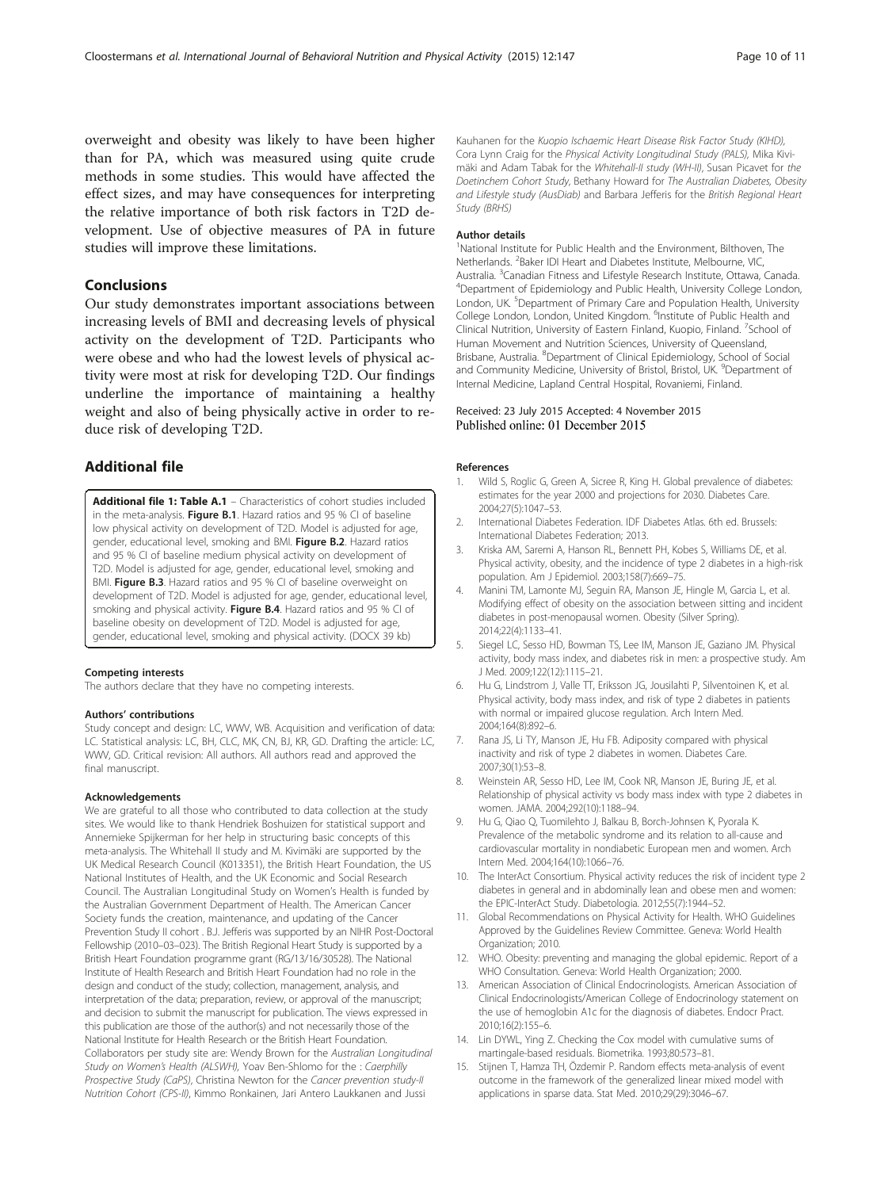overweight and obesity was likely to have been higher than for PA, which was measured using quite crude methods in some studies. This would have affected the effect sizes, and may have consequences for interpreting the relative importance of both risk factors in T2D development. Use of objective measures of PA in future studies will improve these limitations.

## Conclusions

Our study demonstrates important associations between increasing levels of BMI and decreasing levels of physical activity on the development of T2D. Participants who were obese and who had the lowest levels of physical activity were most at risk for developing T2D. Our findings underline the importance of maintaining a healthy weight and also of being physically active in order to reduce risk of developing T2D.

## Additional file

**Additional file 1: Table A.1** – Characteristics of cohort studies included in the meta-analysis. **Figure B.1**. Hazard ratios and 95 % CI of baseline low physical activity on development of T2D. Model is adjusted for age, gender, educational level, smoking and BMI. **Figure B.2**. Hazard ratios and 95 % CI of baseline medium physical activity on development of T2D. Model is adjusted for age, gender, educational level, smoking and BMI. **Figure B.3**. Hazard ratios and 95 % CI of baseline overweight on development of T2D. Model is adjusted for age, gender, educational level, smoking and physical activity. **Figure B.4**. Hazard ratios and 95 % CI of baseline obesity on development of T2D. Model is adjusted for age, gender, educational level, smoking and physical activity. (DOCX 39 kb)

#### Competing interests

The authors declare that they have no competing interests.

#### Authors' contributions

Study concept and design: LC, WW, WB. Acquisition and verification of data: LC. Statistical analysis: LC, BH, CLC, MK, CN, BJ, KR, GD. Drafting the article: LC, WW, GD. Critical revision: All authors. All authors read and approved the final manuscript.

#### Acknowledgements

We are grateful to all those who contributed to data collection at the study sites. We would like to thank Hendriek Boshuizen for statistical support and Annemieke Spijkerman for her help in structuring basic concepts of this meta-analysis. The Whitehall II study and M. Kivimäki are supported by the UK Medical Research Council (K013351), the British Heart Foundation, the US National Institutes of Health, and the UK Economic and Social Research Council. The Australian Longitudinal Study on Women's Health is funded by the Australian Government Department of Health. The American Cancer Society funds the creation, maintenance, and updating of the Cancer Prevention Study II cohort . B.J. Jefferis was supported by an NIHR Post-Doctoral Fellowship (2010–03–023). The British Regional Heart Study is supported by a British Heart Foundation programme grant (RG/13/16/30528). The National Institute of Health Research and British Heart Foundation had no role in the design and conduct of the study; collection, management, analysis, and interpretation of the data; preparation, review, or approval of the manuscript; and decision to submit the manuscript for publication. The views expressed in this publication are those of the author(s) and not necessarily those of the National Institute for Health Research or the British Heart Foundation.
Collaborators per study site are: Wendy Brown for the *Australian Longitudinal Study on Women's Health (ALSWH),* Yoav Ben-Shlomo for the : *Caerphilly Prospective Study (CaPS)*, Christina Newton for the *Cancer prevention study-II Nutrition Cohort (CPS-II)*, Kimmo Ronkainen, Jari Antero Laukkanen and Jussi Kauhanen for the *Kuopio Ischaemic Heart Disease Risk Factor Study (KIHD)*, Cora Lynn Craig for the *Physical Activity Longitudinal Study (PALS)*, Mika Kivimäki and Adam Tabak for the *Whitehall-II study (WH-II)*, Susan Picavet for *the Doetinchem Cohort Study*, Bethany Howard for *The Australian Diabetes, Obesity and Lifestyle study (AusDiab)* and Barbara Jefferis for the *British Regional Heart Study (BRHS)*

#### Author details

[1]National Institute for Public Health and the Environment, Bilthoven, The Netherlands. [2]Baker IDI Heart and Diabetes Institute, Melbourne, VIC, Australia. [3]Canadian Fitness and Lifestyle Research Institute, Ottawa, Canada. [4]Department of Epidemiology and Public Health, University College London, London, UK. [5]Department of Primary Care and Population Health, University College London, London, United Kingdom. [6]Institute of Public Health and Clinical Nutrition, University of Eastern Finland, Kuopio, Finland. [7]School of Human Movement and Nutrition Sciences, University of Queensland, Brisbane, Australia. [8]Department of Clinical Epidemiology, School of Social and Community Medicine, University of Bristol, Bristol, UK. [9]Department of Internal Medicine, Lapland Central Hospital, Rovaniemi, Finland.

Received: 23 July 2015 Accepted: 4 November 2015
Published online: 01 December 2015

#### References

1. Wild S, Roglic G, Green A, Sicree R, King H. Global prevalence of diabetes: estimates for the year 2000 and projections for 2030. Diabetes Care. 2004;27(5):1047–53.
2. International Diabetes Federation. IDF Diabetes Atlas. 6th ed. Brussels: International Diabetes Federation; 2013.
3. Kriska AM, Saremi A, Hanson RL, Bennett PH, Kobes S, Williams DE, et al. Physical activity, obesity, and the incidence of type 2 diabetes in a high-risk population. Am J Epidemiol. 2003;158(7):669–75.
4. Manini TM, Lamonte MJ, Seguin RA, Manson JE, Hingle M, Garcia L, et al. Modifying effect of obesity on the association between sitting and incident diabetes in post-menopausal women. Obesity (Silver Spring). 2014;22(4):1133–41.
5. Siegel LC, Sesso HD, Bowman TS, Lee IM, Manson JE, Gaziano JM. Physical activity, body mass index, and diabetes risk in men: a prospective study. Am J Med. 2009;122(12):1115–21.
6. Hu G, Lindstrom J, Valle TT, Eriksson JG, Jousilahti P, Silventoinen K, et al. Physical activity, body mass index, and risk of type 2 diabetes in patients with normal or impaired glucose regulation. Arch Intern Med. 2004;164(8):892–6.
7. Rana JS, Li TY, Manson JE, Hu FB. Adiposity compared with physical inactivity and risk of type 2 diabetes in women. Diabetes Care. 2007;30(1):53–8.
8. Weinstein AR, Sesso HD, Lee IM, Cook NR, Manson JE, Buring JE, et al. Relationship of physical activity vs body mass index with type 2 diabetes in women. JAMA. 2004;292(10):1188–94.
9. Hu G, Qiao Q, Tuomilehto J, Balkau B, Borch-Johnsen K, Pyorala K. Prevalence of the metabolic syndrome and its relation to all-cause and cardiovascular mortality in nondiabetic European men and women. Arch Intern Med. 2004;164(10):1066–76.
10. The InterAct Consortium. Physical activity reduces the risk of incident type 2 diabetes in general and in abdominally lean and obese men and women: the EPIC-InterAct Study. Diabetologia. 2012;55(7):1944–52.
11. Global Recommendations on Physical Activity for Health. WHO Guidelines Approved by the Guidelines Review Committee. Geneva: World Health Organization; 2010.
12. WHO. Obesity: preventing and managing the global epidemic. Report of a WHO Consultation. Geneva: World Health Organization; 2000.
13. American Association of Clinical Endocrinologists. American Association of Clinical Endocrinologists/American College of Endocrinology statement on the use of hemoglobin A1c for the diagnosis of diabetes. Endocr Pract. 2010;16(2):155–6.
14. Lin DYWL, Ying Z. Checking the Cox model with cumulative sums of martingale-based residuals. Biometrika. 1993;80:573–81.
15. Stijnen T, Hamza TH, Özdemir P. Random effects meta-analysis of event outcome in the framework of the generalized linear mixed model with applications in sparse data. Stat Med. 2010;29(29):3046–67.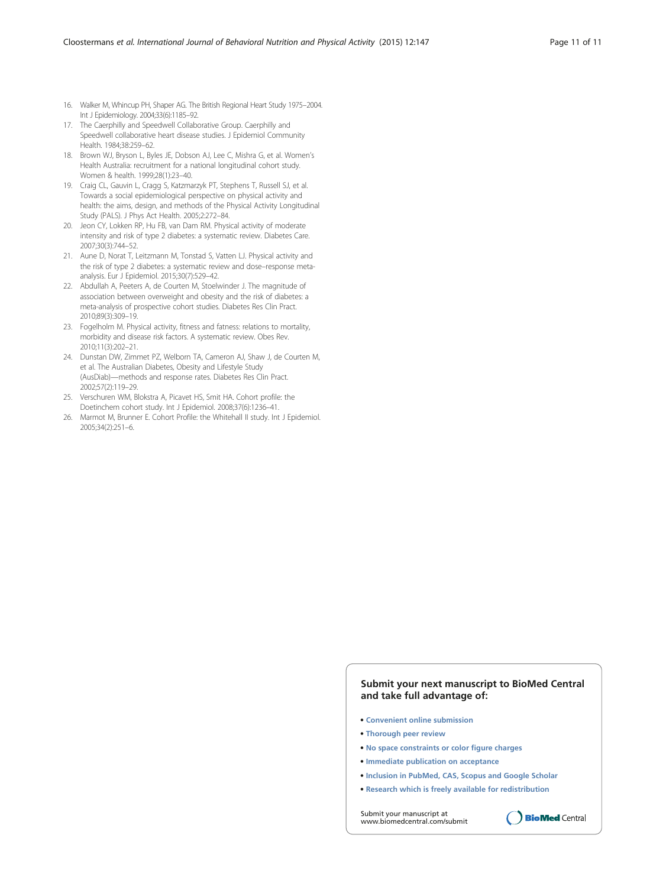16. Walker M, Whincup PH, Shaper AG. The British Regional Heart Study 1975–2004. Int J Epidemiology. 2004;33(6):1185–92.
17. The Caerphilly and Speedwell Collaborative Group. Caerphilly and Speedwell collaborative heart disease studies. J Epidemiol Community Health. 1984;38:259–62.
18. Brown WJ, Bryson L, Byles JE, Dobson AJ, Lee C, Mishra G, et al. Women's Health Australia: recruitment for a national longitudinal cohort study. Women & health. 1999;28(1):23–40.
19. Craig CL, Gauvin L, Cragg S, Katzmarzyk PT, Stephens T, Russell SJ, et al. Towards a social epidemiological perspective on physical activity and health: the aims, design, and methods of the Physical Activity Longitudinal Study (PALS). J Phys Act Health. 2005;2:272–84.
20. Jeon CY, Lokken RP, Hu FB, van Dam RM. Physical activity of moderate intensity and risk of type 2 diabetes: a systematic review. Diabetes Care. 2007;30(3):744–52.
21. Aune D, Norat T, Leitzmann M, Tonstad S, Vatten LJ. Physical activity and the risk of type 2 diabetes: a systematic review and dose–response meta-analysis. Eur J Epidemiol. 2015;30(7):529–42.
22. Abdullah A, Peeters A, de Courten M, Stoelwinder J. The magnitude of association between overweight and obesity and the risk of diabetes: a meta-analysis of prospective cohort studies. Diabetes Res Clin Pract. 2010;89(3):309–19.
23. Fogelholm M. Physical activity, fitness and fatness: relations to mortality, morbidity and disease risk factors. A systematic review. Obes Rev. 2010;11(3):202–21.
24. Dunstan DW, Zimmet PZ, Welborn TA, Cameron AJ, Shaw J, de Courten M, et al. The Australian Diabetes, Obesity and Lifestyle Study (AusDiab)—methods and response rates. Diabetes Res Clin Pract. 2002;57(2):119–29.
25. Verschuren WM, Blokstra A, Picavet HS, Smit HA. Cohort profile: the Doetinchem cohort study. Int J Epidemiol. 2008;37(6):1236–41.
26. Marmot M, Brunner E. Cohort Profile: the Whitehall II study. Int J Epidemiol. 2005;34(2):251–6.

**Submit your next manuscript to BioMed Central and take full advantage of:**

- **Convenient online submission**
- **Thorough peer review**
- **No space constraints or color figure charges**
- **Immediate publication on acceptance**
- **Inclusion in PubMed, CAS, Scopus and Google Scholar**
- **Research which is freely available for redistribution**

Submit your manuscript at
www.biomedcentral.com/submit

BioMed Central